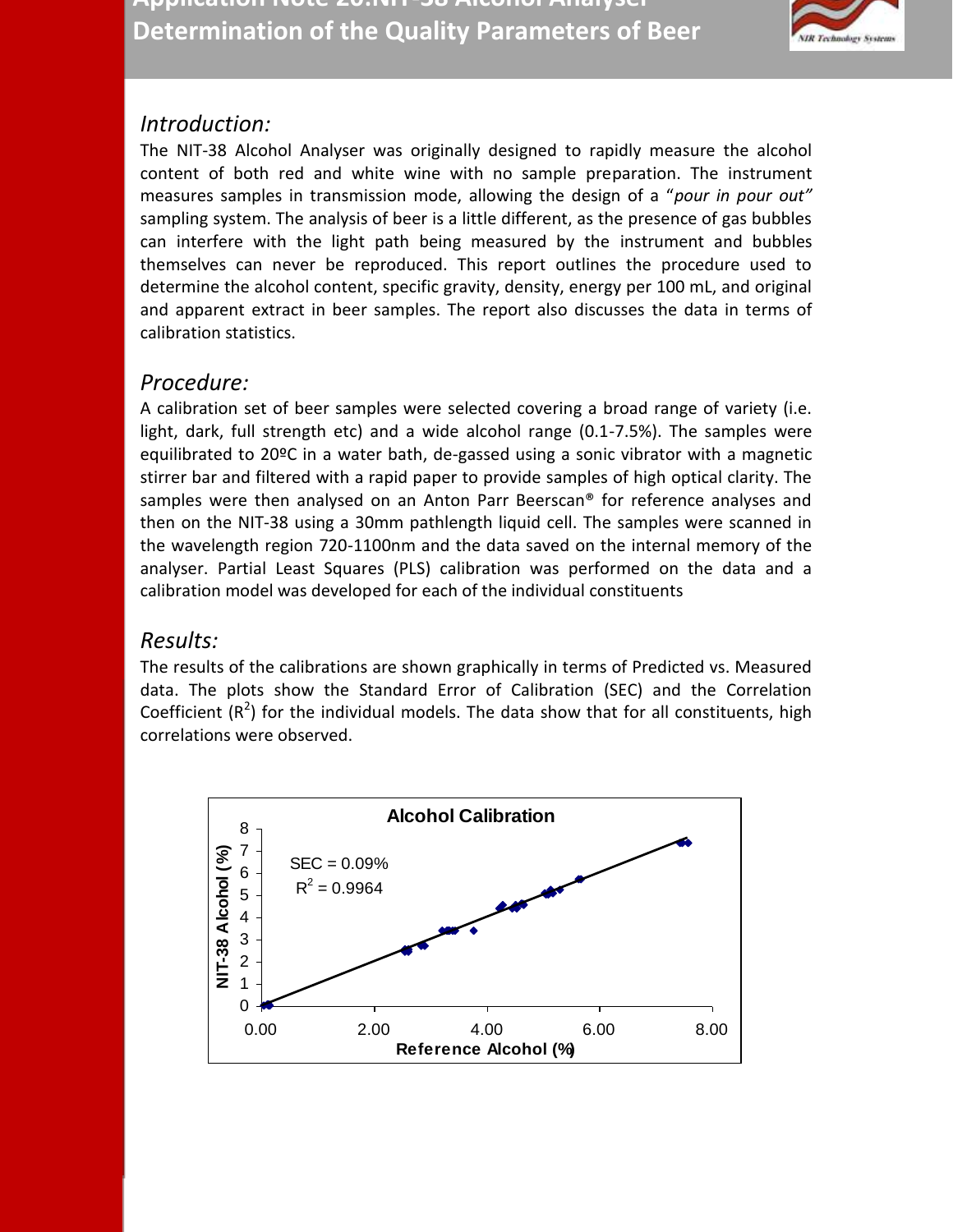# Application Note 20:NIT-38 Alcohol Analyser
# Determination of the Quality Parameters of Beer

## *Introduction:*

The NIT-38 Alcohol Analyser was originally designed to rapidly measure the alcohol content of both red and white wine with no sample preparation. The instrument measures samples in transmission mode, allowing the design of a "*pour in pour out"* sampling system. The analysis of beer is a little different, as the presence of gas bubbles can interfere with the light path being measured by the instrument and bubbles themselves can never be reproduced. This report outlines the procedure used to determine the alcohol content, specific gravity, density, energy per 100 mL, and original and apparent extract in beer samples. The report also discusses the data in terms of calibration statistics.

## *Procedure:*

A calibration set of beer samples were selected covering a broad range of variety (i.e. light, dark, full strength etc) and a wide alcohol range (0.1-7.5%). The samples were equilibrated to 20ºC in a water bath, de-gassed using a sonic vibrator with a magnetic stirrer bar and filtered with a rapid paper to provide samples of high optical clarity. The samples were then analysed on an Anton Parr Beerscan® for reference analyses and then on the NIT-38 using a 30mm pathlength liquid cell. The samples were scanned in the wavelength region 720-1100nm and the data saved on the internal memory of the analyser. Partial Least Squares (PLS) calibration was performed on the data and a calibration model was developed for each of the individual constituents

## *Results:*

The results of the calibrations are shown graphically in terms of Predicted vs. Measured data. The plots show the Standard Error of Calibration (SEC) and the Correlation Coefficient ($R^2$) for the individual models. The data show that for all constituents, high correlations were observed.

**Alcohol Calibration**

SEC = 0.09%

$R^2$ = 0.9964

NIT-38 Alcohol (%) vs. Reference Alcohol (%)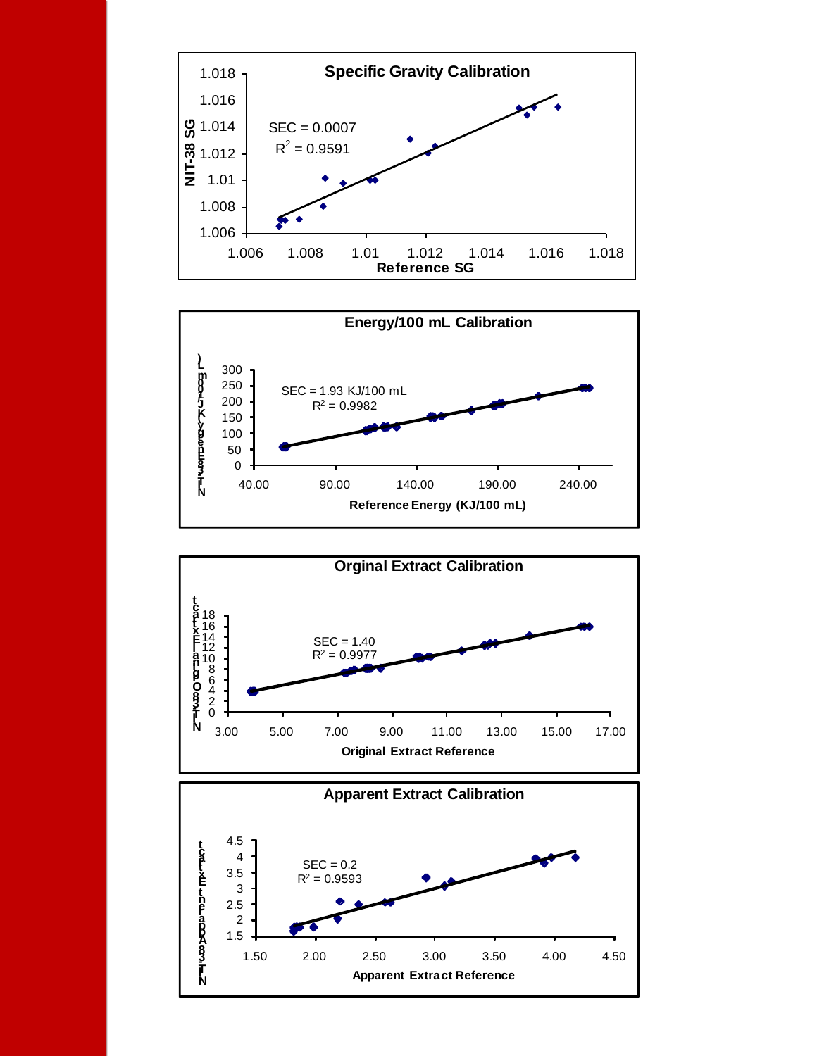**Specific Gravity Calibration**

SEC = 0.0007

$R^2$ = 0.9591

NIT-38 SG

Reference SG

**Energy/100 mL Calibration**

SEC = 1.93 KJ/100 mL

$R^2$ = 0.9982

NIT-38 Energy (KJ/100 mL)

Reference Energy (KJ/100 mL)

**Orginal Extract Calibration**

SEC = 1.40

$R^2$ = 0.9977

NIT-38 Original Extract

Original Extract Reference

**Apparent Extract Calibration**

SEC = 0.2

$R^2$ = 0.9593

NIT-38 Apparent Extract

Apparent Extract Reference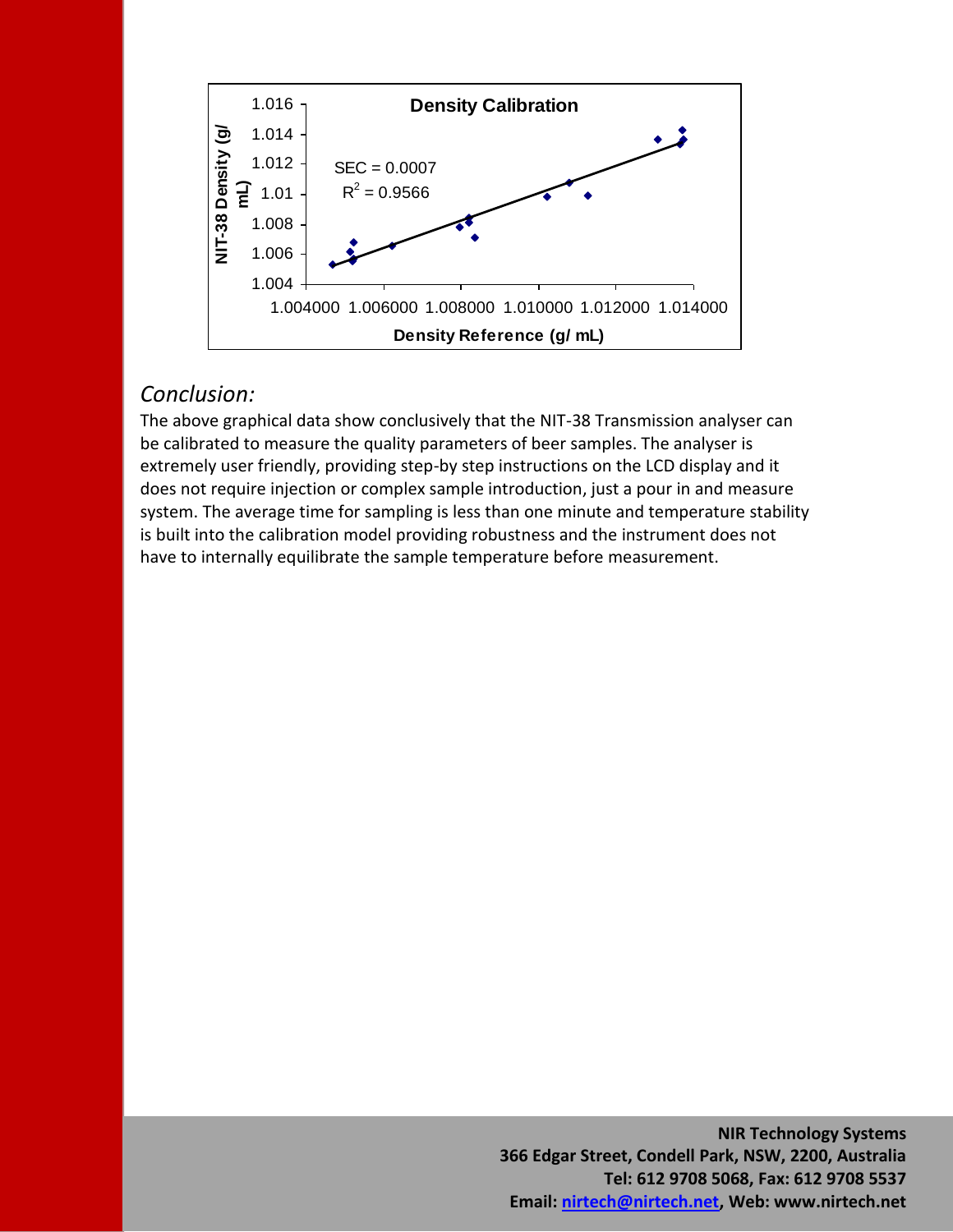Density Calibration

NIT-38 Density (g/ mL)

1.016
1.014
1.012
1.01
1.008
1.006
1.004

SEC = 0.0007
$R^2$ = 0.9566

1.004000 1.006000 1.008000 1.010000 1.012000 1.014000

Density Reference (g/ mL)

## *Conclusion:*

The above graphical data show conclusively that the NIT-38 Transmission analyser can be calibrated to measure the quality parameters of beer samples. The analyser is extremely user friendly, providing step-by step instructions on the LCD display and it does not require injection or complex sample introduction, just a pour in and measure system. The average time for sampling is less than one minute and temperature stability is built into the calibration model providing robustness and the instrument does not have to internally equilibrate the sample temperature before measurement.

**NIR Technology Systems**
**366 Edgar Street, Condell Park, NSW, 2200, Australia**
**Tel: 612 9708 5068, Fax: 612 9708 5537**
**Email: nirtech@nirtech.net, Web: www.nirtech.net**